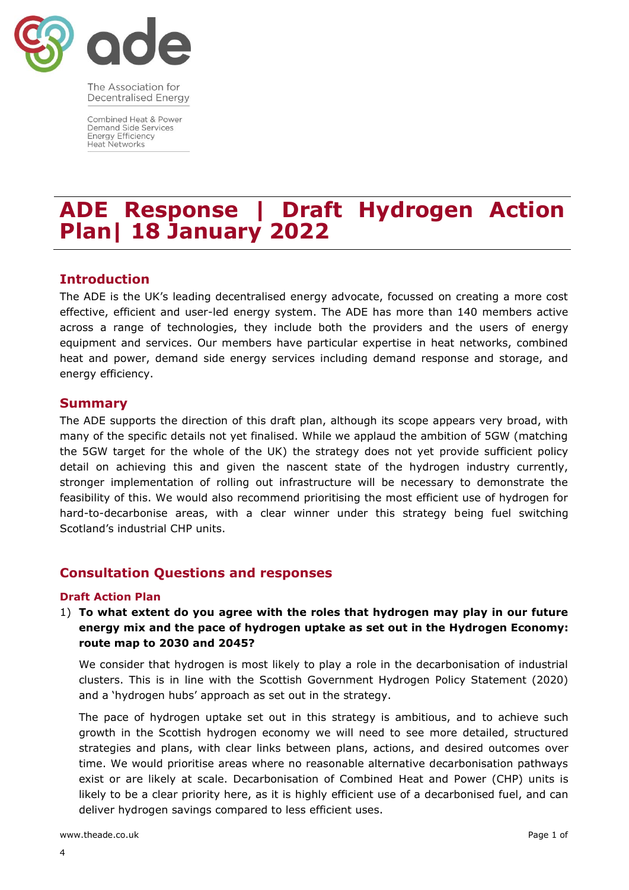ade

The Association for Decentralised Energy

Combined Heat & Power
Demand Side Services
Energy Efficiency
Heat Networks

# ADE Response | Draft Hydrogen Action Plan| 18 January 2022

## Introduction

The ADE is the UK's leading decentralised energy advocate, focussed on creating a more cost effective, efficient and user-led energy system. The ADE has more than 140 members active across a range of technologies, they include both the providers and the users of energy equipment and services. Our members have particular expertise in heat networks, combined heat and power, demand side energy services including demand response and storage, and energy efficiency.

## Summary

The ADE supports the direction of this draft plan, although its scope appears very broad, with many of the specific details not yet finalised. While we applaud the ambition of 5GW (matching the 5GW target for the whole of the UK) the strategy does not yet provide sufficient policy detail on achieving this and given the nascent state of the hydrogen industry currently, stronger implementation of rolling out infrastructure will be necessary to demonstrate the feasibility of this. We would also recommend prioritising the most efficient use of hydrogen for hard-to-decarbonise areas, with a clear winner under this strategy being fuel switching Scotland's industrial CHP units.

## Consultation Questions and responses

### Draft Action Plan

1) **To what extent do you agree with the roles that hydrogen may play in our future energy mix and the pace of hydrogen uptake as set out in the Hydrogen Economy: route map to 2030 and 2045?**

We consider that hydrogen is most likely to play a role in the decarbonisation of industrial clusters. This is in line with the Scottish Government Hydrogen Policy Statement (2020) and a 'hydrogen hubs' approach as set out in the strategy.

The pace of hydrogen uptake set out in this strategy is ambitious, and to achieve such growth in the Scottish hydrogen economy we will need to see more detailed, structured strategies and plans, with clear links between plans, actions, and desired outcomes over time. We would prioritise areas where no reasonable alternative decarbonisation pathways exist or are likely at scale. Decarbonisation of Combined Heat and Power (CHP) units is likely to be a clear priority here, as it is highly efficient use of a decarbonised fuel, and can deliver hydrogen savings compared to less efficient uses.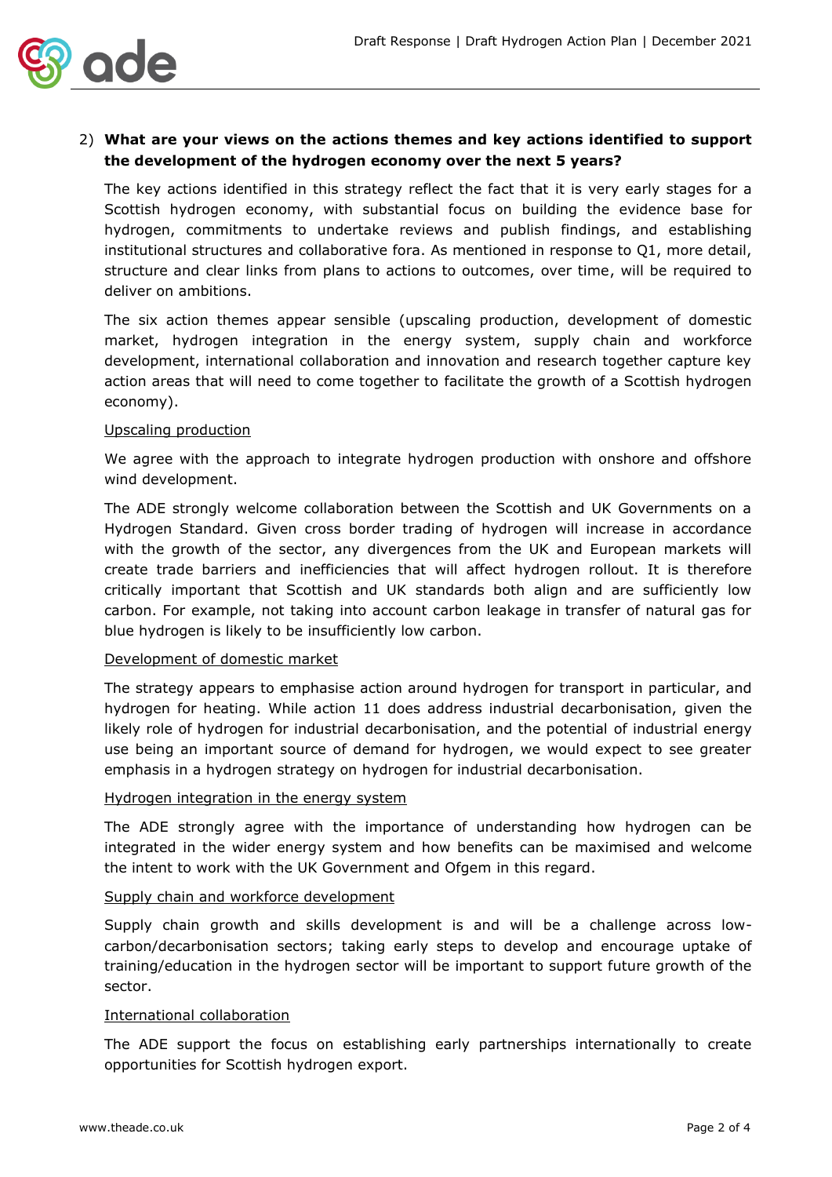2) **What are your views on the actions themes and key actions identified to support the development of the hydrogen economy over the next 5 years?**

The key actions identified in this strategy reflect the fact that it is very early stages for a Scottish hydrogen economy, with substantial focus on building the evidence base for hydrogen, commitments to undertake reviews and publish findings, and establishing institutional structures and collaborative fora. As mentioned in response to Q1, more detail, structure and clear links from plans to actions to outcomes, over time, will be required to deliver on ambitions.

The six action themes appear sensible (upscaling production, development of domestic market, hydrogen integration in the energy system, supply chain and workforce development, international collaboration and innovation and research together capture key action areas that will need to come together to facilitate the growth of a Scottish hydrogen economy).

<u>Upscaling production</u>

We agree with the approach to integrate hydrogen production with onshore and offshore wind development.

The ADE strongly welcome collaboration between the Scottish and UK Governments on a Hydrogen Standard. Given cross border trading of hydrogen will increase in accordance with the growth of the sector, any divergences from the UK and European markets will create trade barriers and inefficiencies that will affect hydrogen rollout. It is therefore critically important that Scottish and UK standards both align and are sufficiently low carbon. For example, not taking into account carbon leakage in transfer of natural gas for blue hydrogen is likely to be insufficiently low carbon.

<u>Development of domestic market</u>

The strategy appears to emphasise action around hydrogen for transport in particular, and hydrogen for heating. While action 11 does address industrial decarbonisation, given the likely role of hydrogen for industrial decarbonisation, and the potential of industrial energy use being an important source of demand for hydrogen, we would expect to see greater emphasis in a hydrogen strategy on hydrogen for industrial decarbonisation.

<u>Hydrogen integration in the energy system</u>

The ADE strongly agree with the importance of understanding how hydrogen can be integrated in the wider energy system and how benefits can be maximised and welcome the intent to work with the UK Government and Ofgem in this regard.

<u>Supply chain and workforce development</u>

Supply chain growth and skills development is and will be a challenge across low-carbon/decarbonisation sectors; taking early steps to develop and encourage uptake of training/education in the hydrogen sector will be important to support future growth of the sector.

<u>International collaboration</u>

The ADE support the focus on establishing early partnerships internationally to create opportunities for Scottish hydrogen export.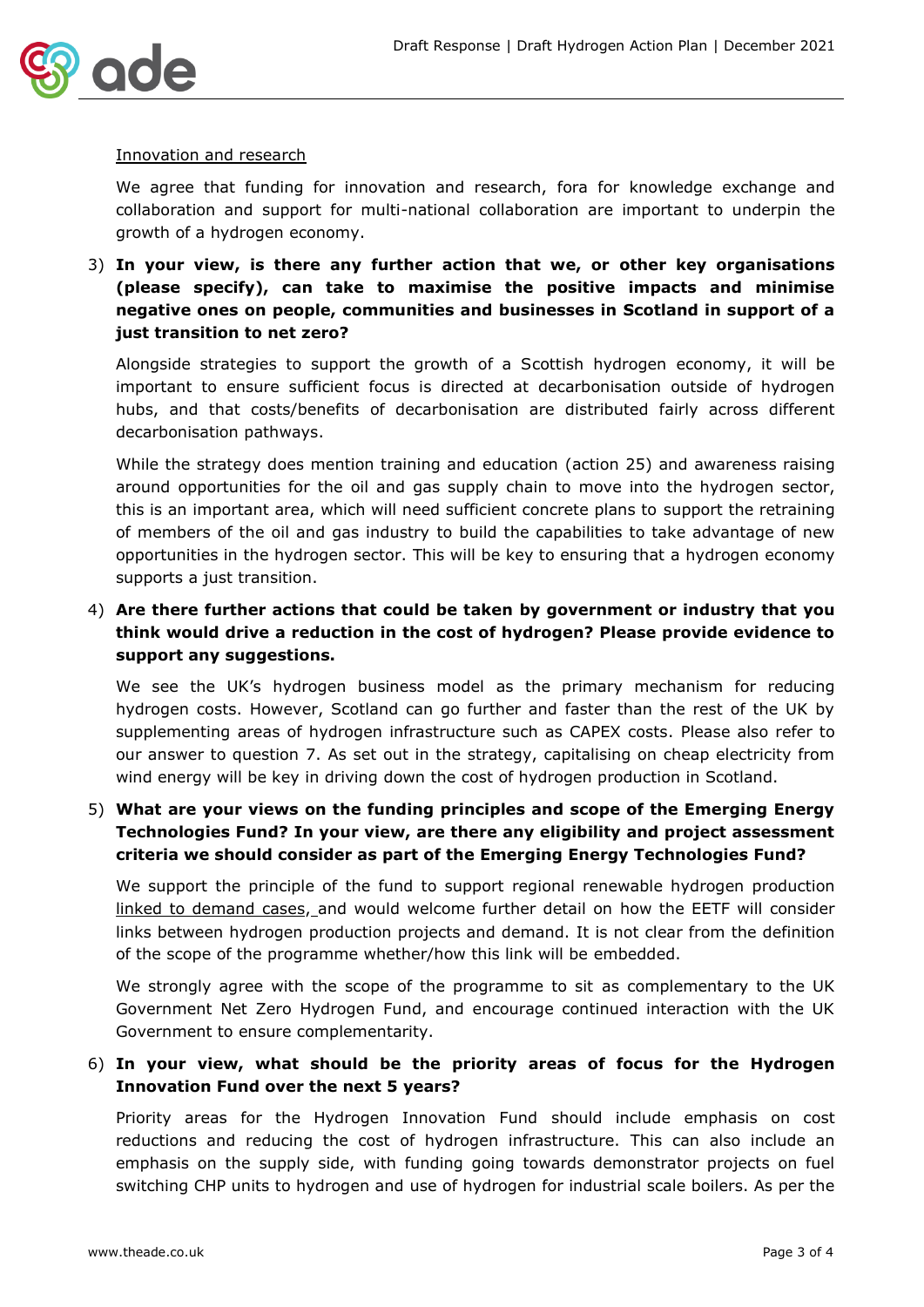Innovation and research

We agree that funding for innovation and research, fora for knowledge exchange and collaboration and support for multi-national collaboration are important to underpin the growth of a hydrogen economy.

3) **In your view, is there any further action that we, or other key organisations (please specify), can take to maximise the positive impacts and minimise negative ones on people, communities and businesses in Scotland in support of a just transition to net zero?**

Alongside strategies to support the growth of a Scottish hydrogen economy, it will be important to ensure sufficient focus is directed at decarbonisation outside of hydrogen hubs, and that costs/benefits of decarbonisation are distributed fairly across different decarbonisation pathways.

While the strategy does mention training and education (action 25) and awareness raising around opportunities for the oil and gas supply chain to move into the hydrogen sector, this is an important area, which will need sufficient concrete plans to support the retraining of members of the oil and gas industry to build the capabilities to take advantage of new opportunities in the hydrogen sector. This will be key to ensuring that a hydrogen economy supports a just transition.

4) **Are there further actions that could be taken by government or industry that you think would drive a reduction in the cost of hydrogen? Please provide evidence to support any suggestions.**

We see the UK's hydrogen business model as the primary mechanism for reducing hydrogen costs. However, Scotland can go further and faster than the rest of the UK by supplementing areas of hydrogen infrastructure such as CAPEX costs. Please also refer to our answer to question 7. As set out in the strategy, capitalising on cheap electricity from wind energy will be key in driving down the cost of hydrogen production in Scotland.

5) **What are your views on the funding principles and scope of the Emerging Energy Technologies Fund? In your view, are there any eligibility and project assessment criteria we should consider as part of the Emerging Energy Technologies Fund?**

We support the principle of the fund to support regional renewable hydrogen production linked to demand cases, and would welcome further detail on how the EETF will consider links between hydrogen production projects and demand. It is not clear from the definition of the scope of the programme whether/how this link will be embedded.

We strongly agree with the scope of the programme to sit as complementary to the UK Government Net Zero Hydrogen Fund, and encourage continued interaction with the UK Government to ensure complementarity.

6) **In your view, what should be the priority areas of focus for the Hydrogen Innovation Fund over the next 5 years?**

Priority areas for the Hydrogen Innovation Fund should include emphasis on cost reductions and reducing the cost of hydrogen infrastructure. This can also include an emphasis on the supply side, with funding going towards demonstrator projects on fuel switching CHP units to hydrogen and use of hydrogen for industrial scale boilers. As per the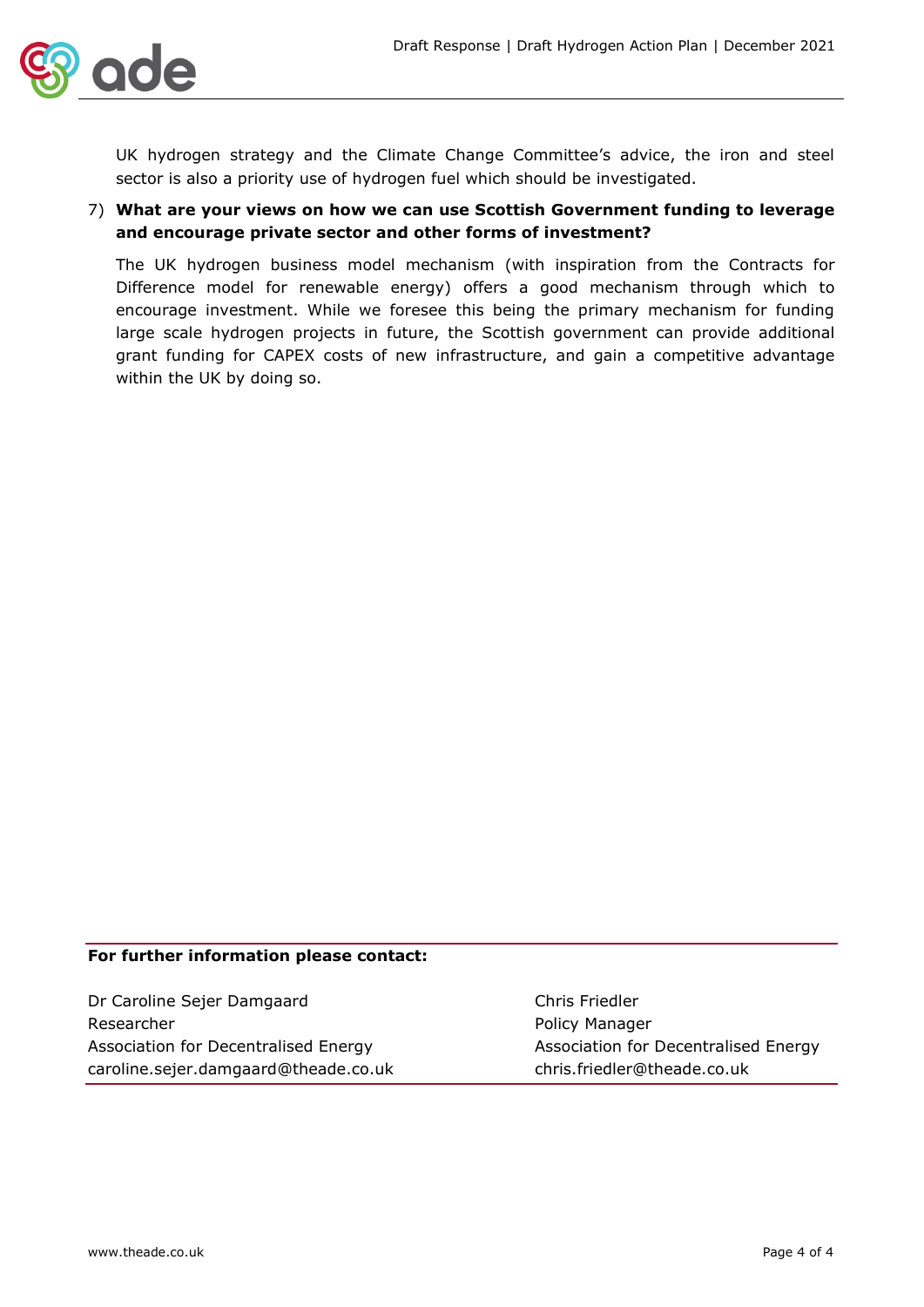UK hydrogen strategy and the Climate Change Committee's advice, the iron and steel sector is also a priority use of hydrogen fuel which should be investigated.

7) **What are your views on how we can use Scottish Government funding to leverage and encourage private sector and other forms of investment?**

   The UK hydrogen business model mechanism (with inspiration from the Contracts for Difference model for renewable energy) offers a good mechanism through which to encourage investment. While we foresee this being the primary mechanism for funding large scale hydrogen projects in future, the Scottish government can provide additional grant funding for CAPEX costs of new infrastructure, and gain a competitive advantage within the UK by doing so.

**For further information please contact:**

Dr Caroline Sejer Damgaard
Researcher
Association for Decentralised Energy
caroline.sejer.damgaard@theade.co.uk

Chris Friedler
Policy Manager
Association for Decentralised Energy
chris.friedler@theade.co.uk